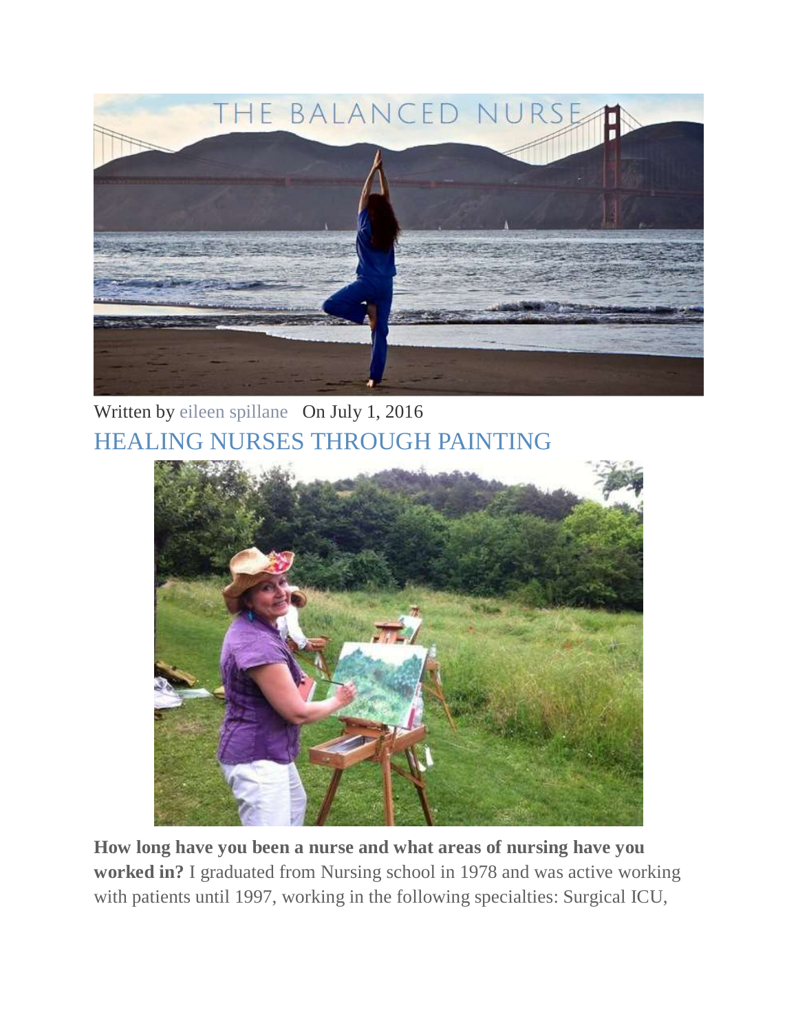Written by eileen spillane On July 1, 2016

# HEALING NURSES THROUGH PAINTING

**How long have you been a nurse and what areas of nursing have you worked in?** I graduated from Nursing school in 1978 and was active working with patients until 1997, working in the following specialties: Surgical ICU,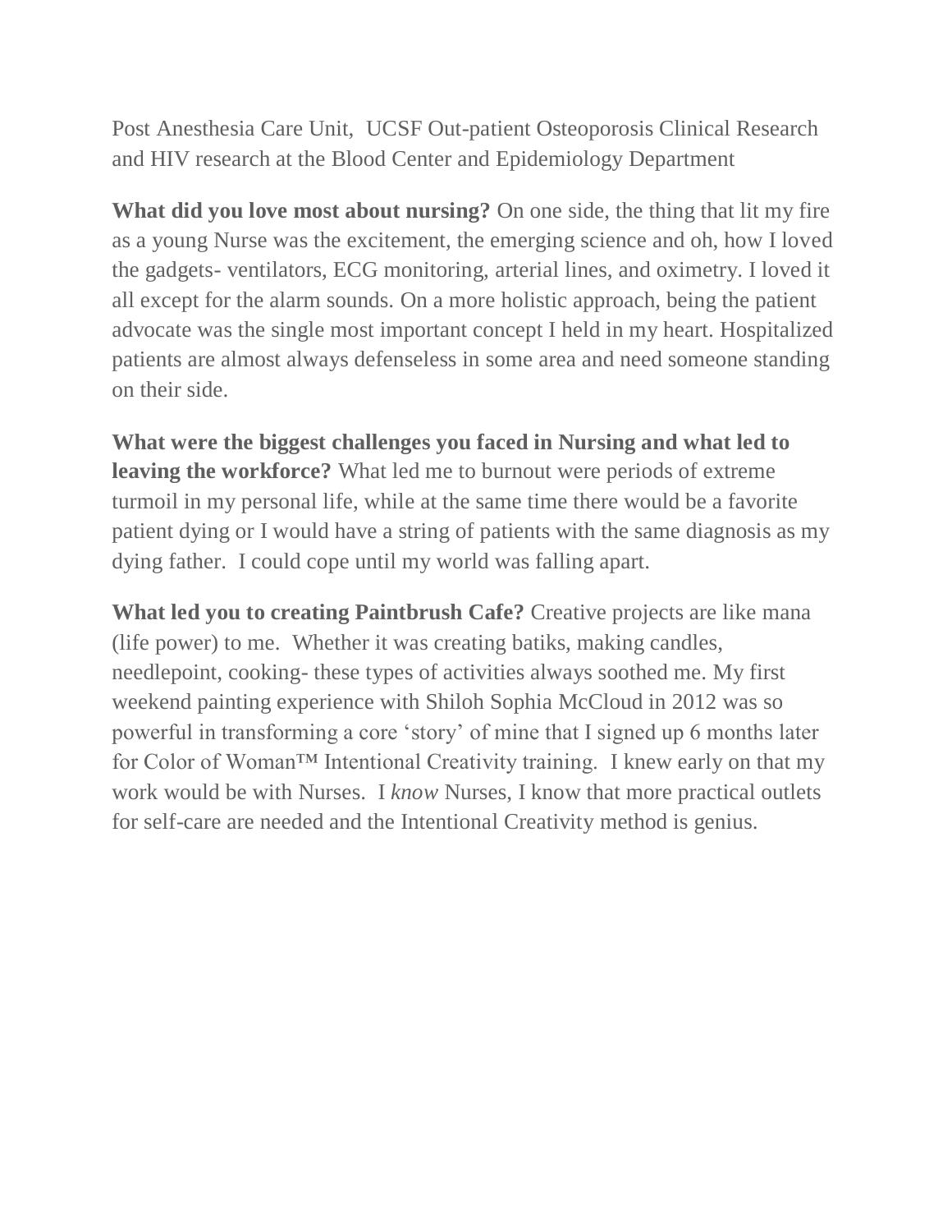Post Anesthesia Care Unit,  UCSF Out-patient Osteoporosis Clinical Research and HIV research at the Blood Center and Epidemiology Department

**What did you love most about nursing?** On one side, the thing that lit my fire as a young Nurse was the excitement, the emerging science and oh, how I loved the gadgets- ventilators, ECG monitoring, arterial lines, and oximetry. I loved it all except for the alarm sounds. On a more holistic approach, being the patient advocate was the single most important concept I held in my heart. Hospitalized patients are almost always defenseless in some area and need someone standing on their side.

**What were the biggest challenges you faced in Nursing and what led to leaving the workforce?** What led me to burnout were periods of extreme turmoil in my personal life, while at the same time there would be a favorite patient dying or I would have a string of patients with the same diagnosis as my dying father.  I could cope until my world was falling apart.

**What led you to creating Paintbrush Cafe?** Creative projects are like mana (life power) to me.  Whether it was creating batiks, making candles, needlepoint, cooking- these types of activities always soothed me. My first weekend painting experience with Shiloh Sophia McCloud in 2012 was so powerful in transforming a core 'story' of mine that I signed up 6 months later for Color of Woman™ Intentional Creativity training.  I knew early on that my work would be with Nurses.  I *know* Nurses, I know that more practical outlets for self-care are needed and the Intentional Creativity method is genius.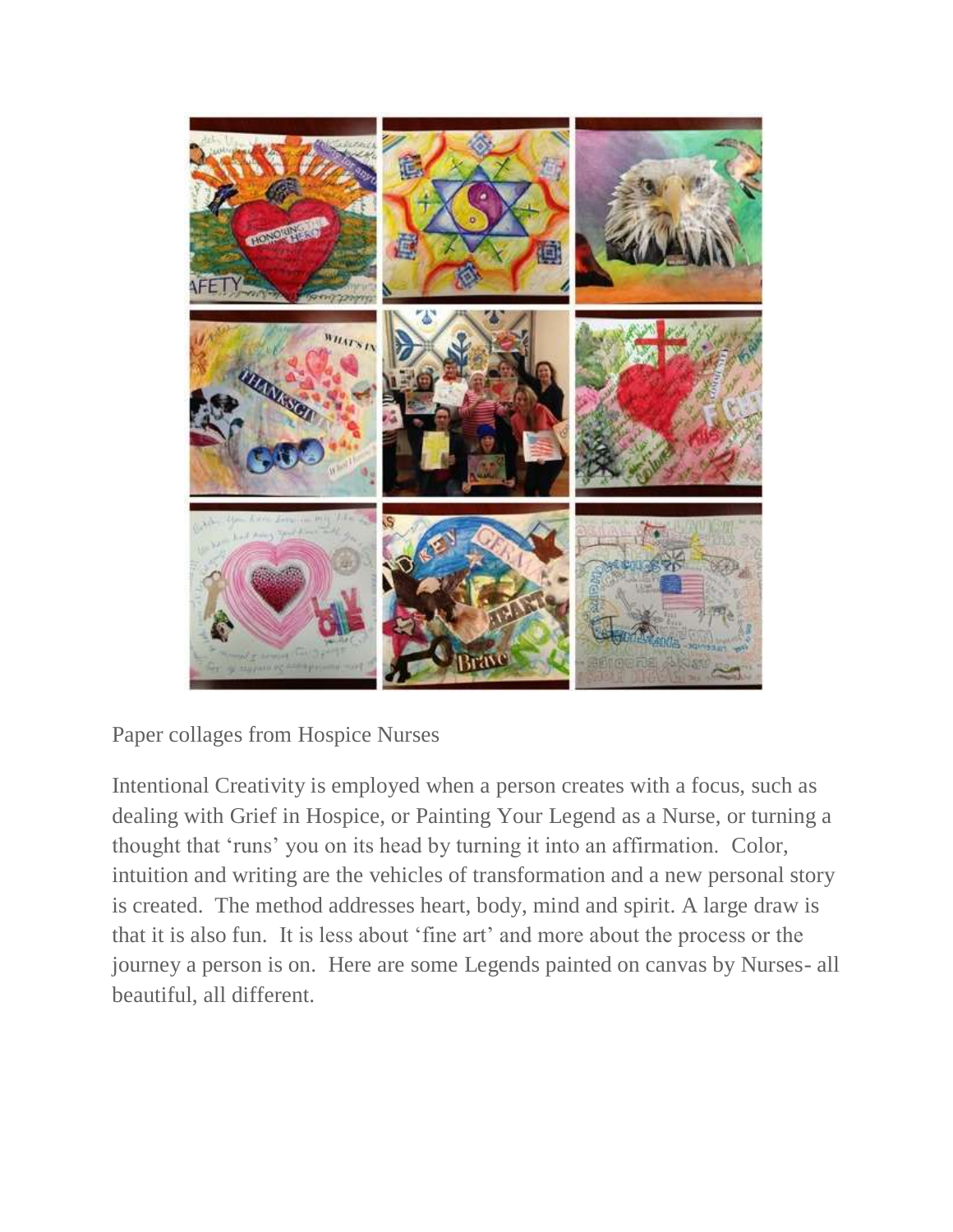Paper collages from Hospice Nurses

Intentional Creativity is employed when a person creates with a focus, such as dealing with Grief in Hospice, or Painting Your Legend as a Nurse, or turning a thought that 'runs' you on its head by turning it into an affirmation. Color, intuition and writing are the vehicles of transformation and a new personal story is created. The method addresses heart, body, mind and spirit. A large draw is that it is also fun. It is less about 'fine art' and more about the process or the journey a person is on. Here are some Legends painted on canvas by Nurses- all beautiful, all different.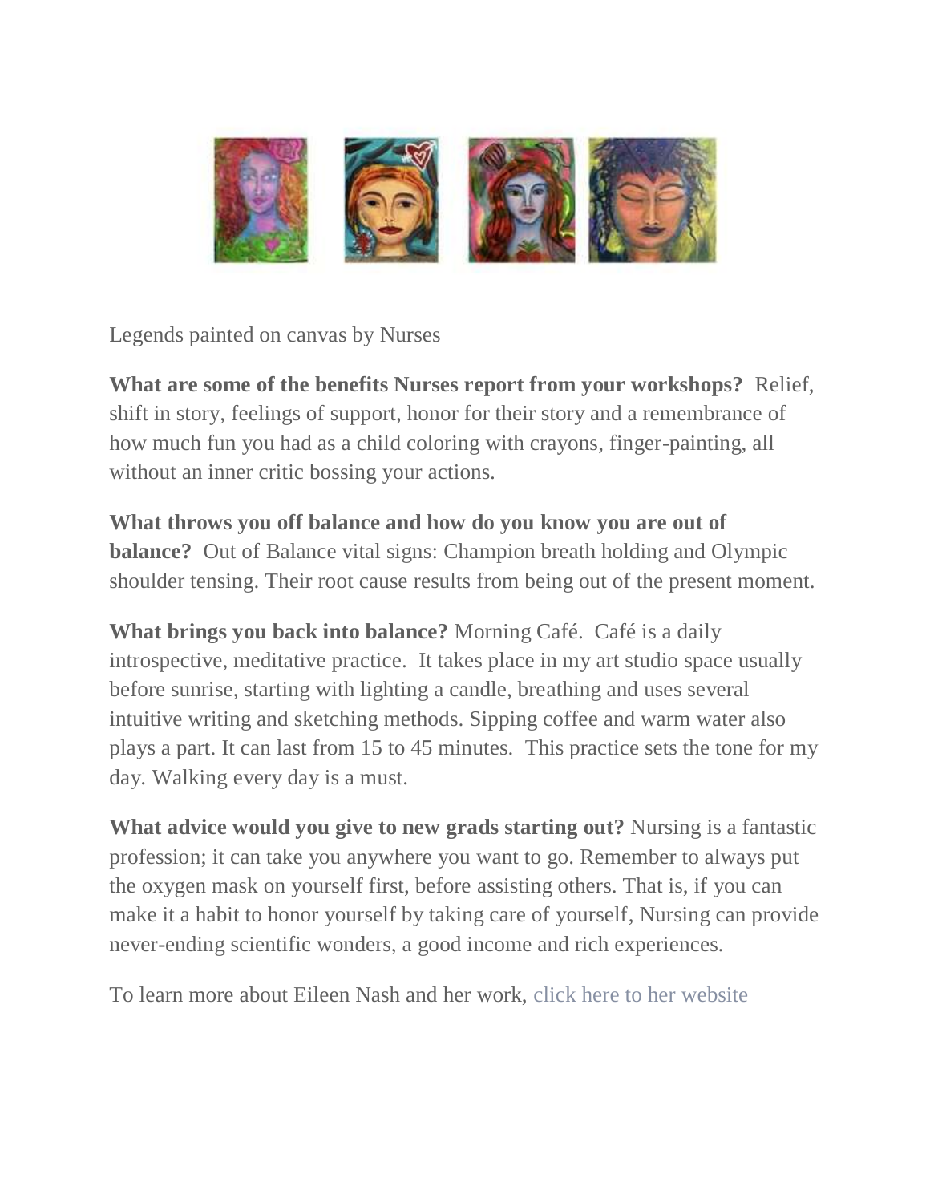Legends painted on canvas by Nurses

**What are some of the benefits Nurses report from your workshops?** Relief, shift in story, feelings of support, honor for their story and a remembrance of how much fun you had as a child coloring with crayons, finger-painting, all without an inner critic bossing your actions.

**What throws you off balance and how do you know you are out of balance?** Out of Balance vital signs: Champion breath holding and Olympic shoulder tensing. Their root cause results from being out of the present moment.

**What brings you back into balance?** Morning Café. Café is a daily introspective, meditative practice. It takes place in my art studio space usually before sunrise, starting with lighting a candle, breathing and uses several intuitive writing and sketching methods. Sipping coffee and warm water also plays a part. It can last from 15 to 45 minutes. This practice sets the tone for my day. Walking every day is a must.

**What advice would you give to new grads starting out?** Nursing is a fantastic profession; it can take you anywhere you want to go. Remember to always put the oxygen mask on yourself first, before assisting others. That is, if you can make it a habit to honor yourself by taking care of yourself, Nursing can provide never-ending scientific wonders, a good income and rich experiences.

To learn more about Eileen Nash and her work, click here to her website